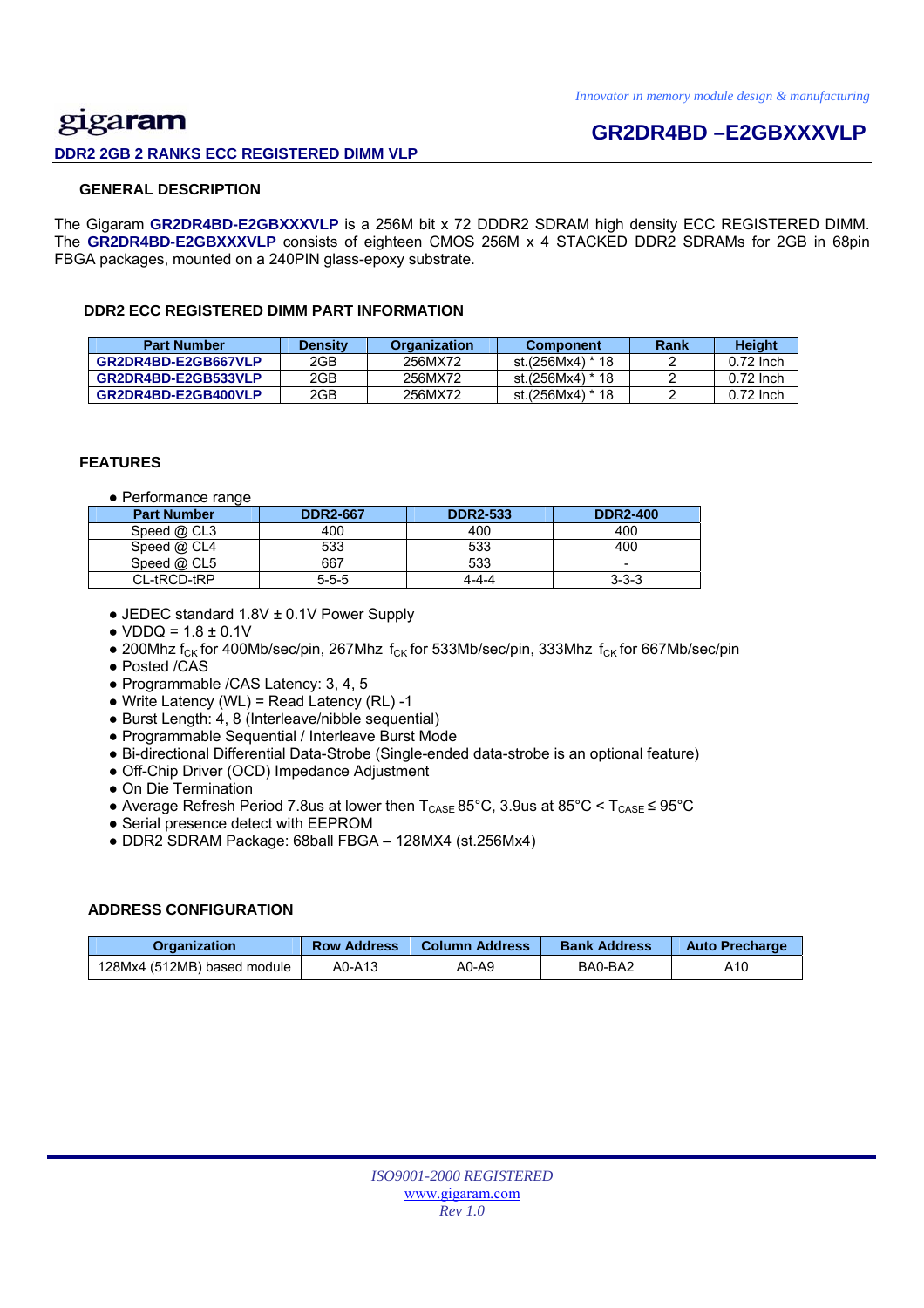# gigaram

## GR2DR4BD –E2GBXXXVLP

**DDR2 2GB 2 RANKS ECC REGISTERED DIMM VLP**

### GENERAL DESCRIPTION

The Gigaram **GR2DR4BD-E2GBXXXVLP** is a 256M bit x 72 DDDR2 SDRAM high density ECC REGISTERED DIMM. The **GR2DR4BD-E2GBXXXVLP** consists of eighteen CMOS 256M x 4 STACKED DDR2 SDRAMs for 2GB in 68pin FBGA packages, mounted on a 240PIN glass-epoxy substrate.

### DDR2 ECC REGISTERED DIMM PART INFORMATION

| Part Number | Density | Organization | Component | Rank | Height |
|---|---|---|---|---|---|
| GR2DR4BD-E2GB667VLP | 2GB | 256MX72 | st.(256Mx4) * 18 | 2 | 0.72 Inch |
| GR2DR4BD-E2GB533VLP | 2GB | 256MX72 | st.(256Mx4) * 18 | 2 | 0.72 Inch |
| GR2DR4BD-E2GB400VLP | 2GB | 256MX72 | st.(256Mx4) * 18 | 2 | 0.72 Inch |

### FEATURES

- Performance range

| Part Number | DDR2-667 | DDR2-533 | DDR2-400 |
|---|---|---|---|
| Speed @ CL3 | 400 | 400 | 400 |
| Speed @ CL4 | 533 | 533 | 400 |
| Speed @ CL5 | 667 | 533 | - |
| CL-tRCD-tRP | 5-5-5 | 4-4-4 | 3-3-3 |

- JEDEC standard 1.8V ± 0.1V Power Supply
- VDDQ = 1.8 ± 0.1V
- 200Mhz $f_{CK}$ for 400Mb/sec/pin, 267Mhz $f_{CK}$ for 533Mb/sec/pin, 333Mhz $f_{CK}$ for 667Mb/sec/pin
- Posted /CAS
- Programmable /CAS Latency: 3, 4, 5
- Write Latency (WL) = Read Latency (RL) -1
- Burst Length: 4, 8 (Interleave/nibble sequential)
- Programmable Sequential / Interleave Burst Mode
- Bi-directional Differential Data-Strobe (Single-ended data-strobe is an optional feature)
- Off-Chip Driver (OCD) Impedance Adjustment
- On Die Termination
- Average Refresh Period 7.8us at lower then $T_{CASE}$ 85°C, 3.9us at 85°C < $T_{CASE}$ ≤ 95°C
- Serial presence detect with EEPROM
- DDR2 SDRAM Package: 68ball FBGA – 128MX4 (st.256Mx4)

### ADDRESS CONFIGURATION

| Organization | Row Address | Column Address | Bank Address | Auto Precharge |
|---|---|---|---|---|
| 128Mx4 (512MB) based module | A0-A13 | A0-A9 | BA0-BA2 | A10 |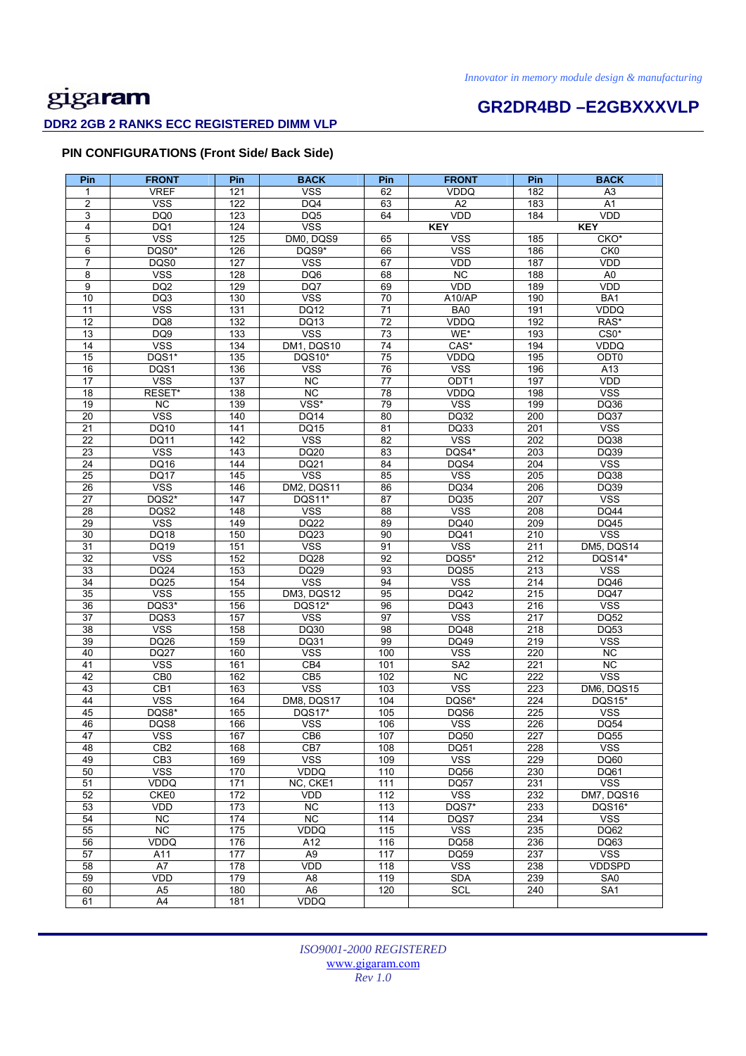# PIN CONFIGURATIONS (Front Side/ Back Side)

| Pin | FRONT | Pin | BACK | Pin | FRONT | Pin | BACK |
|---|---|---|---|---|---|---|---|
| 1 | VREF | 121 | VSS | 62 | VDDQ | 182 | A3 |
| 2 | VSS | 122 | DQ4 | 63 | A2 | 183 | A1 |
| 3 | DQ0 | 123 | DQ5 | 64 | VDD | 184 | VDD |
| 4 | DQ1 | 124 | VSS | KEY | | KEY | |
| 5 | VSS | 125 | DM0, DQS9 | 65 | VSS | 185 | CK0* |
| 6 | DQS0* | 126 | DQS9* | 66 | VSS | 186 | CK0 |
| 7 | DQS0 | 127 | VSS | 67 | VDD | 187 | VDD |
| 8 | VSS | 128 | DQ6 | 68 | NC | 188 | A0 |
| 9 | DQ2 | 129 | DQ7 | 69 | VDD | 189 | VDD |
| 10 | DQ3 | 130 | VSS | 70 | A10/AP | 190 | BA1 |
| 11 | VSS | 131 | DQ12 | 71 | BA0 | 191 | VDDQ |
| 12 | DQ8 | 132 | DQ13 | 72 | VDDQ | 192 | RAS* |
| 13 | DQ9 | 133 | VSS | 73 | WE* | 193 | CS0* |
| 14 | VSS | 134 | DM1, DQS10 | 74 | CAS* | 194 | VDDQ |
| 15 | DQS1* | 135 | DQS10* | 75 | VDDQ | 195 | ODT0 |
| 16 | DQS1 | 136 | VSS | 76 | VSS | 196 | A13 |
| 17 | VSS | 137 | NC | 77 | ODT1 | 197 | VDD |
| 18 | RESET* | 138 | NC | 78 | VDDQ | 198 | VSS |
| 19 | NC | 139 | VSS* | 79 | VSS | 199 | DQ36 |
| 20 | VSS | 140 | DQ14 | 80 | DQ32 | 200 | DQ37 |
| 21 | DQ10 | 141 | DQ15 | 81 | DQ33 | 201 | VSS |
| 22 | DQ11 | 142 | VSS | 82 | VSS | 202 | DQ38 |
| 23 | VSS | 143 | DQ20 | 83 | DQS4* | 203 | DQ39 |
| 24 | DQ16 | 144 | DQ21 | 84 | DQS4 | 204 | VSS |
| 25 | DQ17 | 145 | VSS | 85 | VSS | 205 | DQ38 |
| 26 | VSS | 146 | DM2, DQS11 | 86 | DQ34 | 206 | DQ39 |
| 27 | DQS2* | 147 | DQS11* | 87 | DQ35 | 207 | VSS |
| 28 | DQS2 | 148 | VSS | 88 | VSS | 208 | DQ44 |
| 29 | VSS | 149 | DQ22 | 89 | DQ40 | 209 | DQ45 |
| 30 | DQ18 | 150 | DQ23 | 90 | DQ41 | 210 | VSS |
| 31 | DQ19 | 151 | VSS | 91 | VSS | 211 | DM5, DQS14 |
| 32 | VSS | 152 | DQ28 | 92 | DQS5* | 212 | DQS14* |
| 33 | DQ24 | 153 | DQ29 | 93 | DQS5 | 213 | VSS |
| 34 | DQ25 | 154 | VSS | 94 | VSS | 214 | DQ46 |
| 35 | VSS | 155 | DM3, DQS12 | 95 | DQ42 | 215 | DQ47 |
| 36 | DQS3* | 156 | DQS12* | 96 | DQ43 | 216 | VSS |
| 37 | DQS3 | 157 | VSS | 97 | VSS | 217 | DQ52 |
| 38 | VSS | 158 | DQ30 | 98 | DQ48 | 218 | DQ53 |
| 39 | DQ26 | 159 | DQ31 | 99 | DQ49 | 219 | VSS |
| 40 | DQ27 | 160 | VSS | 100 | VSS | 220 | NC |
| 41 | VSS | 161 | CB4 | 101 | SA2 | 221 | NC |
| 42 | CB0 | 162 | CB5 | 102 | NC | 222 | VSS |
| 43 | CB1 | 163 | VSS | 103 | VSS | 223 | DM6, DQS15 |
| 44 | VSS | 164 | DM8, DQS17 | 104 | DQS6* | 224 | DQS15* |
| 45 | DQS8* | 165 | DQS17* | 105 | DQS6 | 225 | VSS |
| 46 | DQS8 | 166 | VSS | 106 | VSS | 226 | DQ54 |
| 47 | VSS | 167 | CB6 | 107 | DQ50 | 227 | DQ55 |
| 48 | CB2 | 168 | CB7 | 108 | DQ51 | 228 | VSS |
| 49 | CB3 | 169 | VSS | 109 | VSS | 229 | DQ60 |
| 50 | VSS | 170 | VDDQ | 110 | DQ56 | 230 | DQ61 |
| 51 | VDDQ | 171 | NC, CKE1 | 111 | DQ57 | 231 | VSS |
| 52 | CKE0 | 172 | VDD | 112 | VSS | 232 | DM7, DQS16 |
| 53 | VDD | 173 | NC | 113 | DQS7* | 233 | DQS16* |
| 54 | NC | 174 | NC | 114 | DQS7 | 234 | VSS |
| 55 | NC | 175 | VDDQ | 115 | VSS | 235 | DQ62 |
| 56 | VDDQ | 176 | A12 | 116 | DQ58 | 236 | DQ63 |
| 57 | A11 | 177 | A9 | 117 | DQ59 | 237 | VSS |
| 58 | A7 | 178 | VDD | 118 | VSS | 238 | VDDSPD |
| 59 | VDD | 179 | A8 | 119 | SDA | 239 | SA0 |
| 60 | A5 | 180 | A6 | 120 | SCL | 240 | SA1 |
| 61 | A4 | 181 | VDDQ | | | | |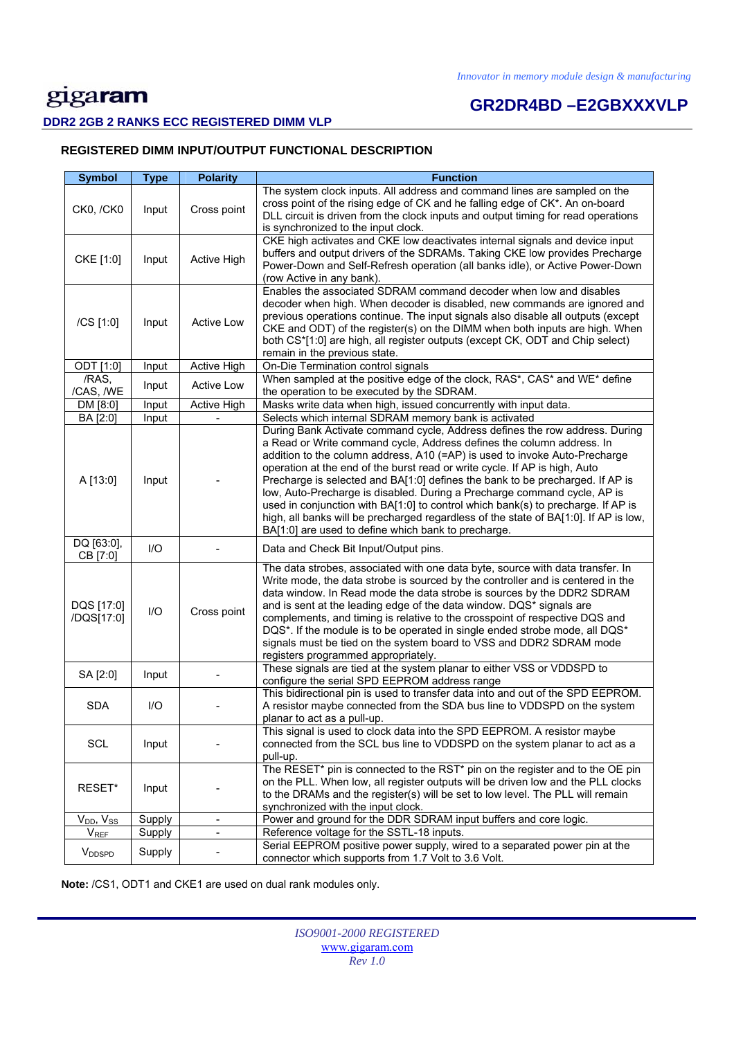## REGISTERED DIMM INPUT/OUTPUT FUNCTIONAL DESCRIPTION

| Symbol | Type | Polarity | Function |
|---|---|---|---|
| CK0, /CK0 | Input | Cross point | The system clock inputs. All address and command lines are sampled on the cross point of the rising edge of CK and he falling edge of CK*. An on-board DLL circuit is driven from the clock inputs and output timing for read operations is synchronized to the input clock. |
| CKE [1:0] | Input | Active High | CKE high activates and CKE low deactivates internal signals and device input buffers and output drivers of the SDRAMs. Taking CKE low provides Precharge Power-Down and Self-Refresh operation (all banks idle), or Active Power-Down (row Active in any bank). |
| /CS [1:0] | Input | Active Low | Enables the associated SDRAM command decoder when low and disables decoder when high. When decoder is disabled, new commands are ignored and previous operations continue. The input signals also disable all outputs (except CKE and ODT) of the register(s) on the DIMM when both inputs are high. When both CS*[1:0] are high, all register outputs (except CK, ODT and Chip select) remain in the previous state. |
| ODT [1:0] | Input | Active High | On-Die Termination control signals |
| /RAS, /CAS, /WE | Input | Active Low | When sampled at the positive edge of the clock, RAS*, CAS* and WE* define the operation to be executed by the SDRAM. |
| DM [8:0] | Input | Active High | Masks write data when high, issued concurrently with input data. |
| BA [2:0] | Input | - | Selects which internal SDRAM memory bank is activated |
| A [13:0] | Input | - | During Bank Activate command cycle, Address defines the row address. During a Read or Write command cycle, Address defines the column address. In addition to the column address, A10 (=AP) is used to invoke Auto-Precharge operation at the end of the burst read or write cycle. If AP is high, Auto Precharge is selected and BA[1:0] defines the bank to be precharged. If AP is low, Auto-Precharge is disabled. During a Precharge command cycle, AP is used in conjunction with BA[1:0] to control which bank(s) to precharge. If AP is high, all banks will be precharged regardless of the state of BA[1:0]. If AP is low, BA[1:0] are used to define which bank to precharge. |
| DQ [63:0], CB [7:0] | I/O | - | Data and Check Bit Input/Output pins. |
| DQS [17:0] /DQS[17:0] | I/O | Cross point | The data strobes, associated with one data byte, source with data transfer. In Write mode, the data strobe is sourced by the controller and is centered in the data window. In Read mode the data strobe is sources by the DDR2 SDRAM and is sent at the leading edge of the data window. DQS* signals are complements, and timing is relative to the crosspoint of respective DQS and DQS*. If the module is to be operated in single ended strobe mode, all DQS* signals must be tied on the system board to VSS and DDR2 SDRAM mode registers programmed appropriately. |
| SA [2:0] | Input | - | These signals are tied at the system planar to either VSS or VDDSPD to configure the serial SPD EEPROM address range |
| SDA | I/O | - | This bidirectional pin is used to transfer data into and out of the SPD EEPROM. A resistor maybe connected from the SDA bus line to VDDSPD on the system planar to act as a pull-up. |
| SCL | Input | - | This signal is used to clock data into the SPD EEPROM. A resistor maybe connected from the SCL bus line to VDDSPD on the system planar to act as a pull-up. |
| RESET* | Input | - | The RESET* pin is connected to the RST* pin on the register and to the OE pin on the PLL. When low, all register outputs will be driven low and the PLL clocks to the DRAMs and the register(s) will be set to low level. The PLL will remain synchronized with the input clock. |
| $V_{DD}$, $V_{SS}$ | Supply | - | Power and ground for the DDR SDRAM input buffers and core logic. |
| $V_{REF}$ | Supply | - | Reference voltage for the SSTL-18 inputs. |
| $V_{DDSPD}$ | Supply | - | Serial EEPROM positive power supply, wired to a separated power pin at the connector which supports from 1.7 Volt to 3.6 Volt. |

**Note:** /CS1, ODT1 and CKE1 are used on dual rank modules only.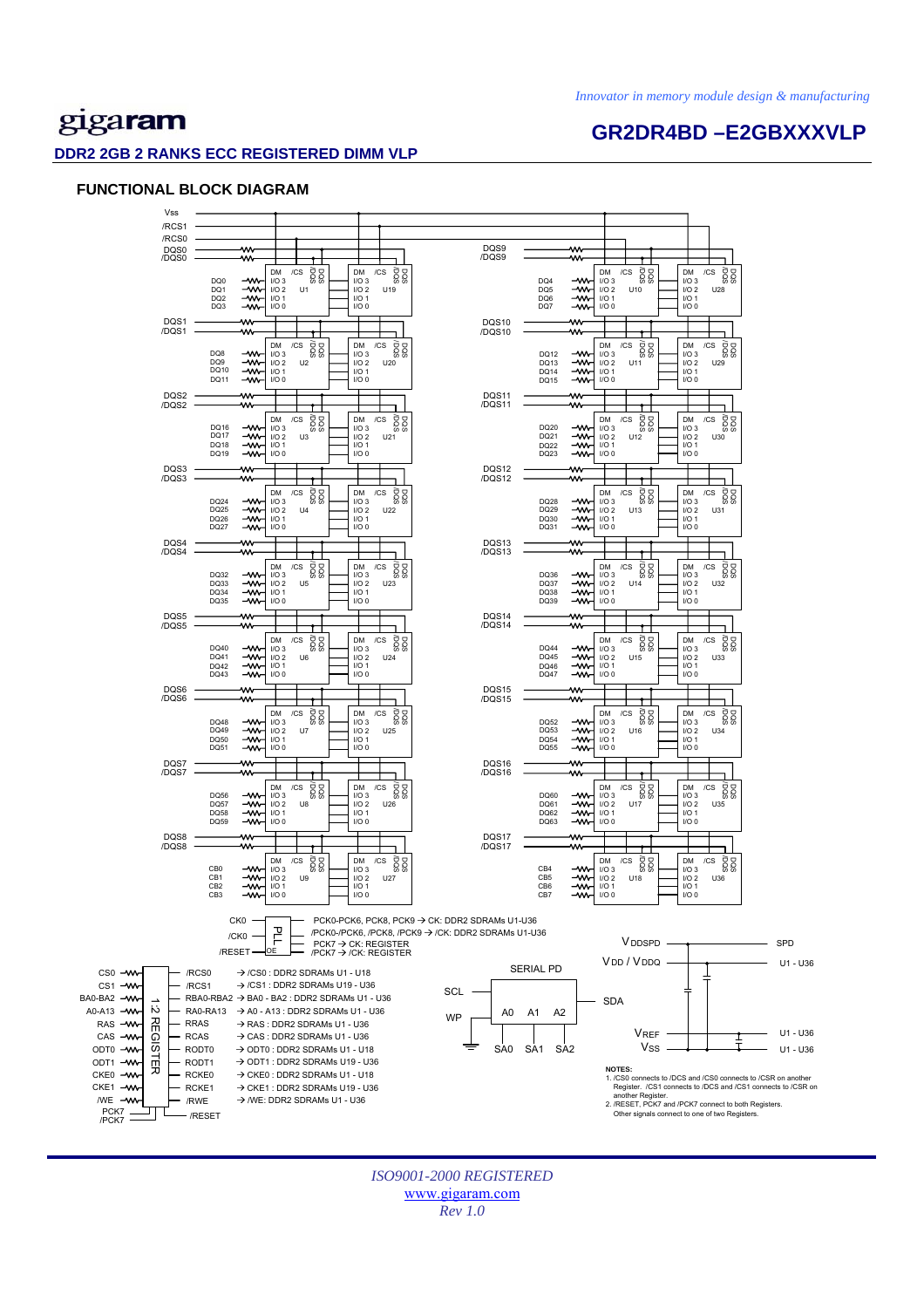## DDR2 2GB 2 RANKS ECC REGISTERED DIMM VLP

### FUNCTIONAL BLOCK DIAGRAM

Vss
/RCS1
/RCS0

| DQS | Data lines | Devices | DQS | Data lines | Devices |
|---|---|---|---|---|---|
| DQS0 / /DQS0 | DQ0–DQ3 | U1, U19 | DQS9 / /DQS9 | DQ4–DQ7 | U10, U28 |
| DQS1 / /DQS1 | DQ8–DQ11 | U2, U20 | DQS10 / /DQS10 | DQ12–DQ15 | U11, U29 |
| DQS2 / /DQS2 | DQ16–DQ19 | U3, U21 | DQS11 / /DQS11 | DQ20–DQ23 | U12, U30 |
| DQS3 / /DQS3 | DQ24–DQ27 | U4, U22 | DQS12 / /DQS12 | DQ28–DQ31 | U13, U31 |
| DQS4 / /DQS4 | DQ32–DQ35 | U5, U23 | DQS13 / /DQS13 | DQ36–DQ39 | U14, U32 |
| DQS5 / /DQS5 | DQ40–DQ43 | U6, U24 | DQS14 / /DQS14 | DQ44–DQ47 | U15, U33 |
| DQS6 / /DQS6 | DQ48–DQ51 | U7, U25 | DQS15 / /DQS15 | DQ52–DQ55 | U16, U34 |
| DQS7 / /DQS7 | DQ56–DQ59 | U8, U26 | DQS16 / /DQS16 | DQ60–DQ63 | U17, U35 |
| DQS8 / /DQS8 | CB0–CB3 | U9, U27 | DQS17 / /DQS17 | CB4–CB7 | U18, U36 |

Each DRAM device: DM, /CS, DQS, /DQS, I/O 3, I/O 2, I/O 1, I/O 0

CK0, /CK0, /RESET → PLL (OE)
- PCK0-PCK6, PCK8, PCK9 → CK: DDR2 SDRAMs U1-U36
- /PCK0-/PCK6, /PCK8, /PCK9 → /CK: DDR2 SDRAMs U1-U36
- PCK7 → CK: REGISTER
- /PCK7 → /CK: REGISTER

1:2 REGISTER

| Input | Output | Destination |
|---|---|---|
| CS0 | /RCS0 | → /CS0 : DDR2 SDRAMs U1 - U18 |
| CS1 | /RCS1 | → /CS1 : DDR2 SDRAMs U19 - U36 |
| BA0-BA2 | RBA0-RBA2 | → BA0 - BA2 : DDR2 SDRAMs U1 - U36 |
| A0-A13 | RA0-RA13 | → A0 - A13 : DDR2 SDRAMs U1 - U36 |
| RAS | RRAS | → RAS : DDR2 SDRAMs U1 - U36 |
| CAS | RCAS | → CAS : DDR2 SDRAMs U1 - U36 |
| ODT0 | RODT0 | → ODT0 : DDR2 SDRAMs U1 - U18 |
| ODT1 | RODT1 | → ODT1 : DDR2 SDRAMs U19 - U36 |
| CKE0 | RCKE0 | → CKE0 : DDR2 SDRAMs U1 - U18 |
| CKE1 | RCKE1 | → CKE1 : DDR2 SDRAMs U19 - U36 |
| /WE | /RWE | → /WE: DDR2 SDRAMs U1 - U36 |
| PCK7, /PCK7 | /RESET | |

SERIAL PD: SCL, WP, SDA, A0, A1, A2 — SA0, SA1, SA2

- $V_{DDSPD}$ — SPD
- $V_{DD}$ / $V_{DDQ}$ — U1 - U36
- $V_{REF}$ — U1 - U36
- $V_{SS}$ — U1 - U36

**NOTES:**
1. /CS0 connects to /DCS and /CS0 connects to /CSR on another Register. /CS1 connects to /DCS and /CS1 connects to /CSR on another Register.
2. /RESET, PCK7 and /PCK7 connect to both Registers. Other signals connect to one of two Registers.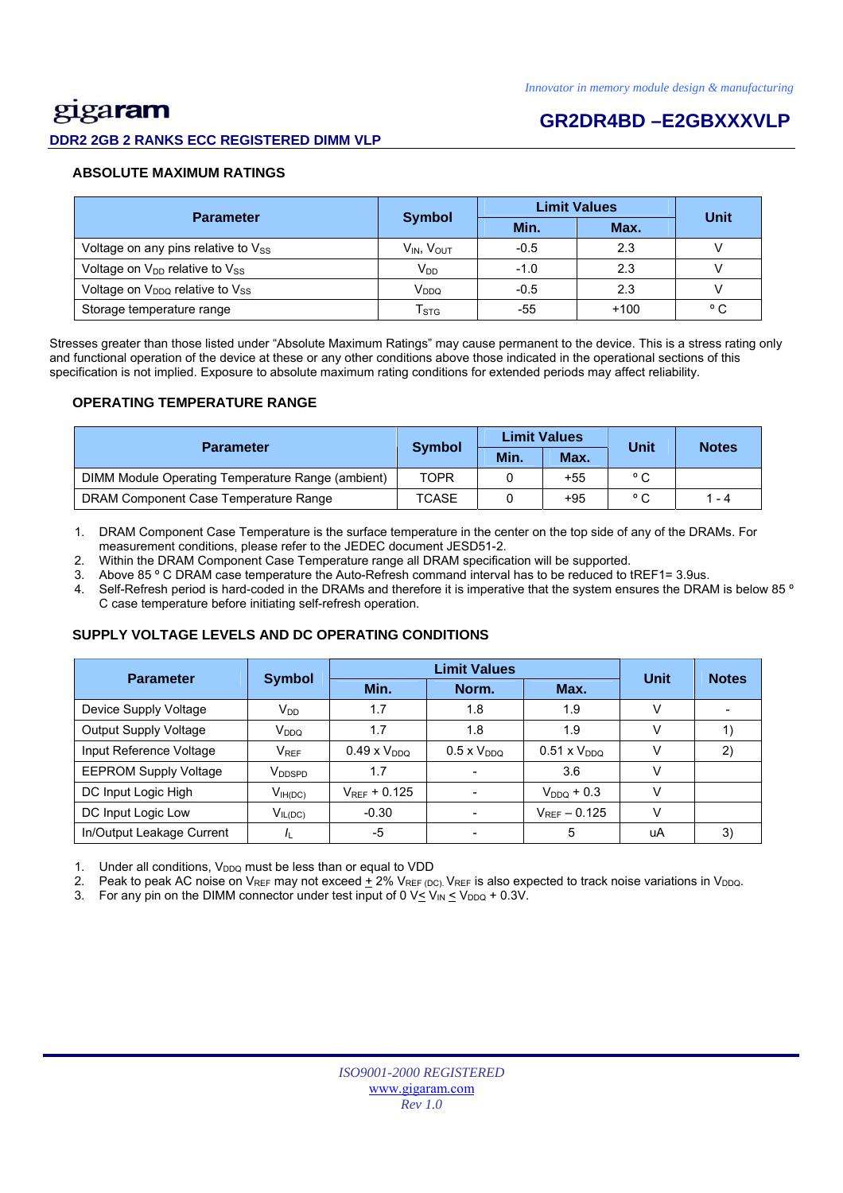## ABSOLUTE MAXIMUM RATINGS

| Parameter | Symbol | Limit Values | | Unit |
|---|---|---|---|---|
| | | Min. | Max. | |
| Voltage on any pins relative to $V_{SS}$ | $V_{IN}$, $V_{OUT}$ | -0.5 | 2.3 | V |
| Voltage on $V_{DD}$ relative to $V_{SS}$ | $V_{DD}$ | -1.0 | 2.3 | V |
| Voltage on $V_{DDQ}$ relative to $V_{SS}$ | $V_{DDQ}$ | -0.5 | 2.3 | V |
| Storage temperature range | $T_{STG}$ | -55 | +100 | ° C |

Stresses greater than those listed under “Absolute Maximum Ratings” may cause permanent to the device. This is a stress rating only and functional operation of the device at these or any other conditions above those indicated in the operational sections of this specification is not implied. Exposure to absolute maximum rating conditions for extended periods may affect reliability.

## OPERATING TEMPERATURE RANGE

| Parameter | Symbol | Limit Values | | Unit | Notes |
|---|---|---|---|---|---|
| | | Min. | Max. | | |
| DIMM Module Operating Temperature Range (ambient) | TOPR | 0 | +55 | ° C | |
| DRAM Component Case Temperature Range | TCASE | 0 | +95 | ° C | 1 - 4 |

1. DRAM Component Case Temperature is the surface temperature in the center on the top side of any of the DRAMs. For measurement conditions, please refer to the JEDEC document JESD51-2.
2. Within the DRAM Component Case Temperature range all DRAM specification will be supported.
3. Above 85 ° C DRAM case temperature the Auto-Refresh command interval has to be reduced to tREF1= 3.9us.
4. Self-Refresh period is hard-coded in the DRAMs and therefore it is imperative that the system ensures the DRAM is below 85 ° C case temperature before initiating self-refresh operation.

## SUPPLY VOLTAGE LEVELS AND DC OPERATING CONDITIONS

| Parameter | Symbol | Limit Values | | | Unit | Notes |
|---|---|---|---|---|---|---|
| | | Min. | Norm. | Max. | | |
| Device Supply Voltage | $V_{DD}$ | 1.7 | 1.8 | 1.9 | V | - |
| Output Supply Voltage | $V_{DDQ}$ | 1.7 | 1.8 | 1.9 | V | 1) |
| Input Reference Voltage | $V_{REF}$ | 0.49 x $V_{DDQ}$ | 0.5 x $V_{DDQ}$ | 0.51 x $V_{DDQ}$ | V | 2) |
| EEPROM Supply Voltage | $V_{DDSPD}$ | 1.7 | - | 3.6 | V | |
| DC Input Logic High | $V_{IH(DC)}$ | $V_{REF}$ + 0.125 | - | $V_{DDQ}$ + 0.3 | V | |
| DC Input Logic Low | $V_{IL(DC)}$ | -0.30 | - | $V_{REF}$ – 0.125 | V | |
| In/Output Leakage Current | $I_L$ | -5 | - | 5 | uA | 3) |

1. Under all conditions, $V_{DDQ}$ must be less than or equal to VDD
2. Peak to peak AC noise on $V_{REF}$ may not exceed $\pm$ 2% $V_{REF (DC)}$. $V_{REF}$ is also expected to track noise variations in $V_{DDQ}$.
3. For any pin on the DIMM connector under test input of 0 V $\leq V_{IN} \leq V_{DDQ}$ + 0.3V.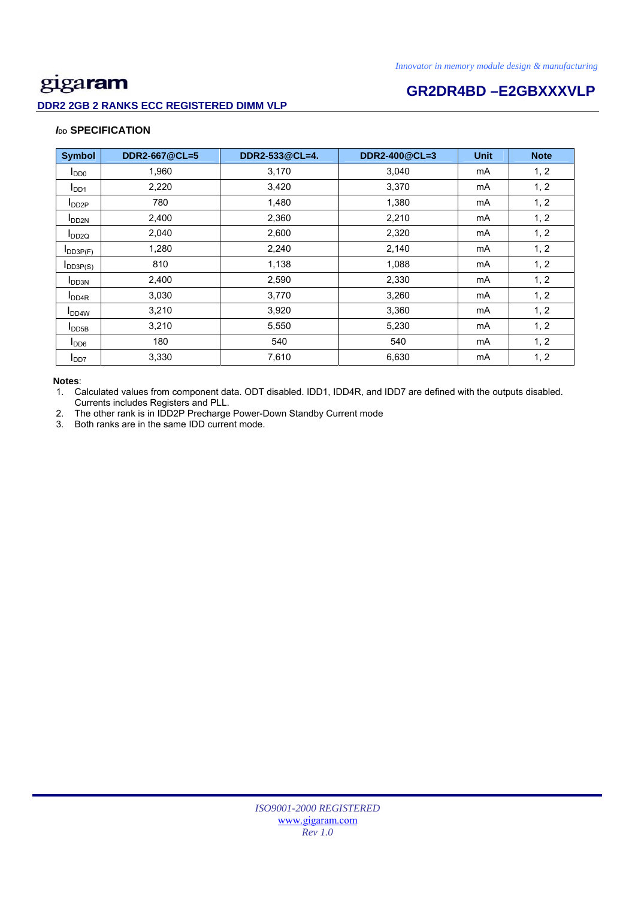## $I_{DD}$ SPECIFICATION

| Symbol | DDR2-667@CL=5 | DDR2-533@CL=4. | DDR2-400@CL=3 | Unit | Note |
|---|---|---|---|---|---|
| $I_{DD0}$ | 1,960 | 3,170 | 3,040 | mA | 1, 2 |
| $I_{DD1}$ | 2,220 | 3,420 | 3,370 | mA | 1, 2 |
| $I_{DD2P}$ | 780 | 1,480 | 1,380 | mA | 1, 2 |
| $I_{DD2N}$ | 2,400 | 2,360 | 2,210 | mA | 1, 2 |
| $I_{DD2Q}$ | 2,040 | 2,600 | 2,320 | mA | 1, 2 |
| $I_{DD3P(F)}$ | 1,280 | 2,240 | 2,140 | mA | 1, 2 |
| $I_{DD3P(S)}$ | 810 | 1,138 | 1,088 | mA | 1, 2 |
| $I_{DD3N}$ | 2,400 | 2,590 | 2,330 | mA | 1, 2 |
| $I_{DD4R}$ | 3,030 | 3,770 | 3,260 | mA | 1, 2 |
| $I_{DD4W}$ | 3,210 | 3,920 | 3,360 | mA | 1, 2 |
| $I_{DD5B}$ | 3,210 | 5,550 | 5,230 | mA | 1, 2 |
| $I_{DD6}$ | 180 | 540 | 540 | mA | 1, 2 |
| $I_{DD7}$ | 3,330 | 7,610 | 6,630 | mA | 1, 2 |

**Notes**:

1. Calculated values from component data. ODT disabled. IDD1, IDD4R, and IDD7 are defined with the outputs disabled. Currents includes Registers and PLL.
2. The other rank is in IDD2P Precharge Power-Down Standby Current mode
3. Both ranks are in the same IDD current mode.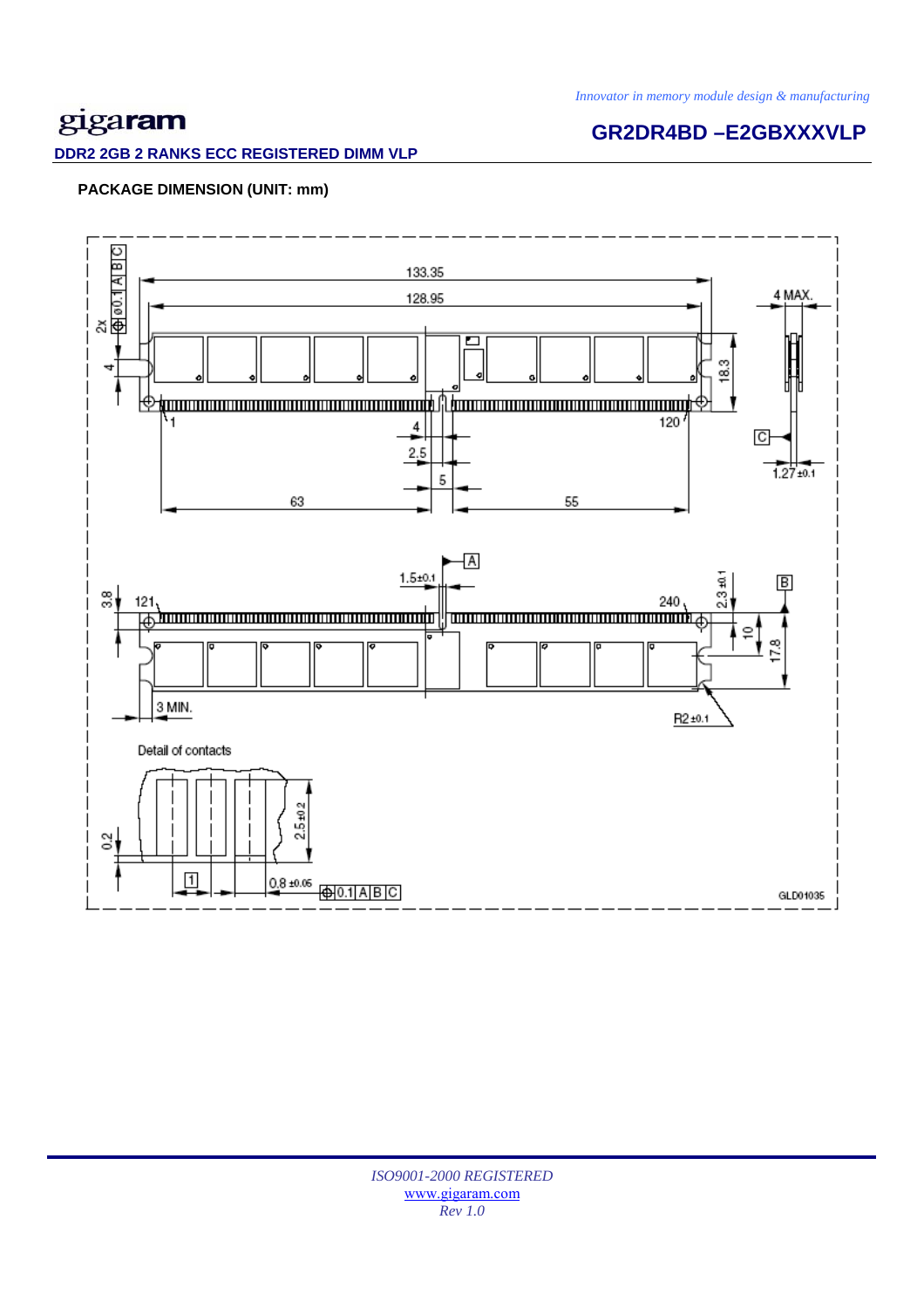*Innovator in memory module design & manufacturing*

gigaram

## GR2DR4BD –E2GBXXXVLP

**DDR2 2GB 2 RANKS ECC REGISTERED DIMM VLP**

**PACKAGE DIMENSION (UNIT: mm)**

133.35
128.95
4 MAX.
2x ⌀0.1 A B C
4
18.3
1
120
4
2.5
5
C
1.27 ±0.1
63
55
A
1.5±0.1
2.3 ±0.1
B
3.8
121
240
10
17.8
3 MIN.
R2 ±0.1
Detail of contacts
2.5±0.2
0.2
1
0.8 ±0.05
0.1 A B C
GLD01035

*ISO9001-2000 REGISTERED*
www.gigaram.com
*Rev 1.0*